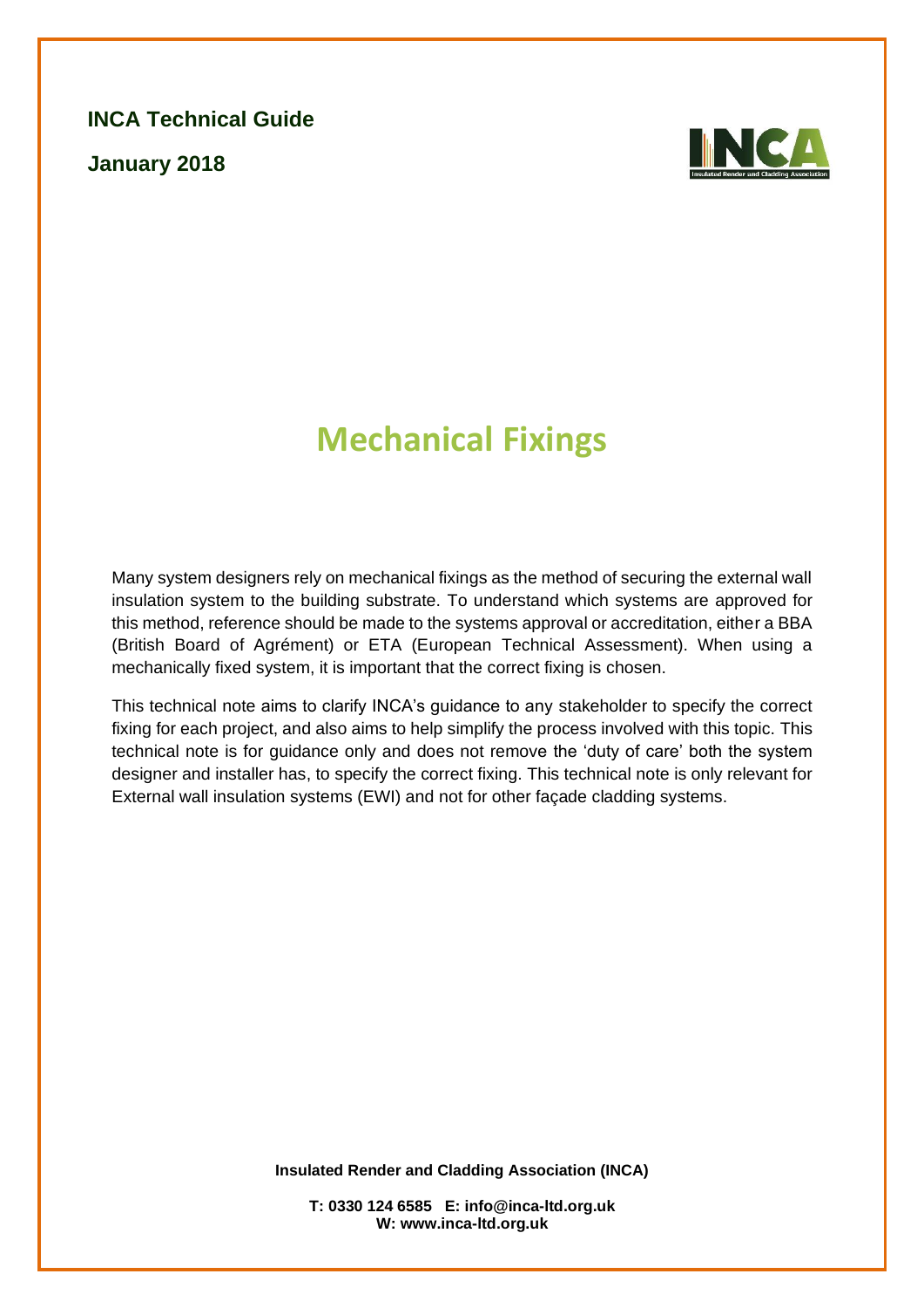**INCA Technical Guide**

**January 2018**

# Mechanical Fixings

Many system designers rely on mechanical fixings as the method of securing the external wall insulation system to the building substrate. To understand which systems are approved for this method, reference should be made to the systems approval or accreditation, either a BBA (British Board of Agrément) or ETA (European Technical Assessment). When using a mechanically fixed system, it is important that the correct fixing is chosen.

This technical note aims to clarify INCA's guidance to any stakeholder to specify the correct fixing for each project, and also aims to help simplify the process involved with this topic. This technical note is for guidance only and does not remove the 'duty of care' both the system designer and installer has, to specify the correct fixing. This technical note is only relevant for External wall insulation systems (EWI) and not for other façade cladding systems.

**Insulated Render and Cladding Association (INCA)**

**T: 0330 124 6585 E: info@inca-ltd.org.uk**
**W: www.inca-ltd.org.uk**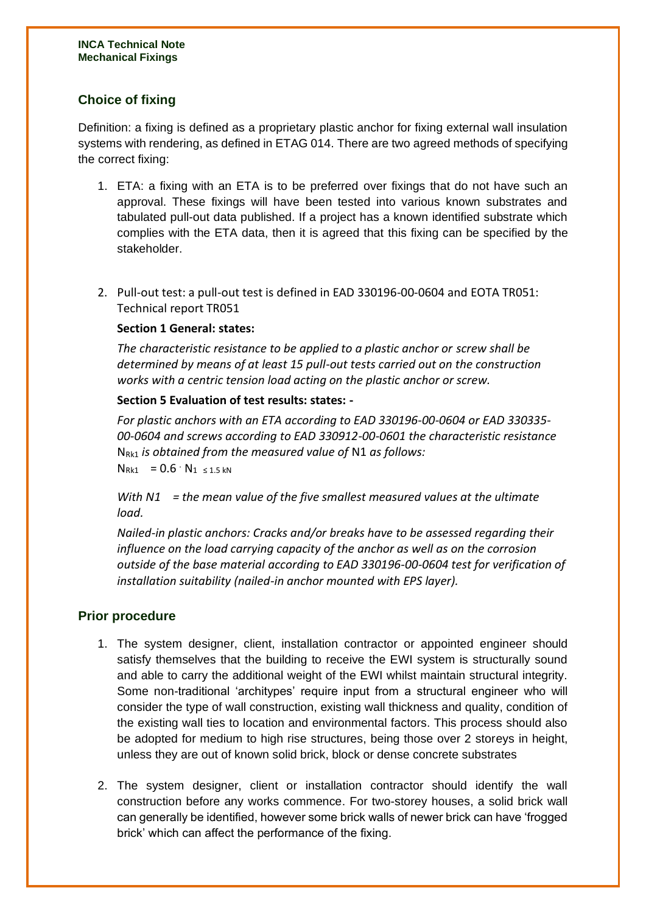## Choice of fixing

Definition: a fixing is defined as a proprietary plastic anchor for fixing external wall insulation systems with rendering, as defined in ETAG 014. There are two agreed methods of specifying the correct fixing:

1. ETA: a fixing with an ETA is to be preferred over fixings that do not have such an approval. These fixings will have been tested into various known substrates and tabulated pull-out data published. If a project has a known identified substrate which complies with the ETA data, then it is agreed that this fixing can be specified by the stakeholder.

2. Pull-out test: a pull-out test is defined in EAD 330196-00-0604 and EOTA TR051: Technical report TR051

   **Section 1 General: states:**

   *The characteristic resistance to be applied to a plastic anchor or screw shall be determined by means of at least 15 pull-out tests carried out on the construction works with a centric tension load acting on the plastic anchor or screw.*

   **Section 5 Evaluation of test results: states: -**

   *For plastic anchors with an ETA according to EAD 330196-00-0604 or EAD 330335-00-0604 and screws according to EAD 330912-00-0601 the characteristic resistance* $N_{Rk1}$ *is obtained from the measured value of* $N1$ *as follows:*

   $N_{Rk1} = 0.6 \cdot N_{1} \leq 1.5\ kN$

   *With N1 = the mean value of the five smallest measured values at the ultimate load.*

   *Nailed-in plastic anchors: Cracks and/or breaks have to be assessed regarding their influence on the load carrying capacity of the anchor as well as on the corrosion outside of the base material according to EAD 330196-00-0604 test for verification of installation suitability (nailed-in anchor mounted with EPS layer).*

## Prior procedure

1. The system designer, client, installation contractor or appointed engineer should satisfy themselves that the building to receive the EWI system is structurally sound and able to carry the additional weight of the EWI whilst maintain structural integrity. Some non-traditional 'architypes' require input from a structural engineer who will consider the type of wall construction, existing wall thickness and quality, condition of the existing wall ties to location and environmental factors. This process should also be adopted for medium to high rise structures, being those over 2 storeys in height, unless they are out of known solid brick, block or dense concrete substrates

2. The system designer, client or installation contractor should identify the wall construction before any works commence. For two-storey houses, a solid brick wall can generally be identified, however some brick walls of newer brick can have 'frogged brick' which can affect the performance of the fixing.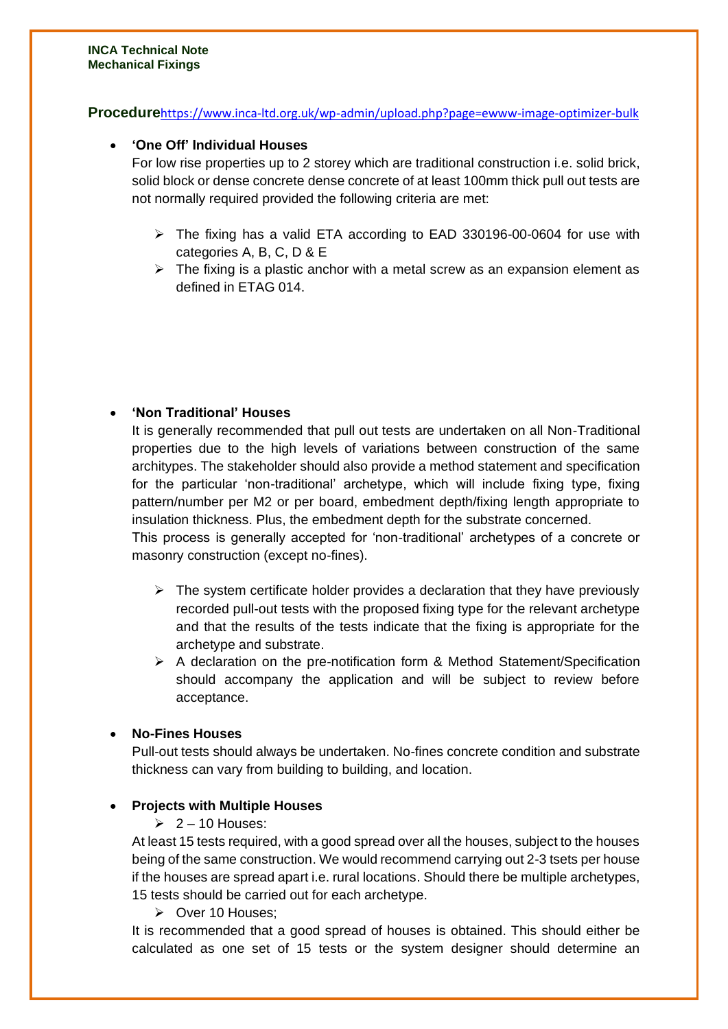**INCA Technical Note**
**Mechanical Fixings**

**Procedure**https://www.inca-ltd.org.uk/wp-admin/upload.php?page=ewww-image-optimizer-bulk

- **'One Off' Individual Houses**
  For low rise properties up to 2 storey which are traditional construction i.e. solid brick, solid block or dense concrete dense concrete of at least 100mm thick pull out tests are not normally required provided the following criteria are met:

  - The fixing has a valid ETA according to EAD 330196-00-0604 for use with categories A, B, C, D & E
  - The fixing is a plastic anchor with a metal screw as an expansion element as defined in ETAG 014.

- **'Non Traditional' Houses**
  It is generally recommended that pull out tests are undertaken on all Non-Traditional properties due to the high levels of variations between construction of the same architypes. The stakeholder should also provide a method statement and specification for the particular 'non-traditional' archetype, which will include fixing type, fixing pattern/number per M2 or per board, embedment depth/fixing length appropriate to insulation thickness. Plus, the embedment depth for the substrate concerned.
  This process is generally accepted for 'non-traditional' archetypes of a concrete or masonry construction (except no-fines).

  - The system certificate holder provides a declaration that they have previously recorded pull-out tests with the proposed fixing type for the relevant archetype and that the results of the tests indicate that the fixing is appropriate for the archetype and substrate.
  - A declaration on the pre-notification form & Method Statement/Specification should accompany the application and will be subject to review before acceptance.

- **No-Fines Houses**
  Pull-out tests should always be undertaken. No-fines concrete condition and substrate thickness can vary from building to building, and location.

- **Projects with Multiple Houses**
  - 2 – 10 Houses:

  At least 15 tests required, with a good spread over all the houses, subject to the houses being of the same construction. We would recommend carrying out 2-3 tsets per house if the houses are spread apart i.e. rural locations. Should there be multiple archetypes, 15 tests should be carried out for each archetype.

  - Over 10 Houses;

  It is recommended that a good spread of houses is obtained. This should either be calculated as one set of 15 tests or the system designer should determine an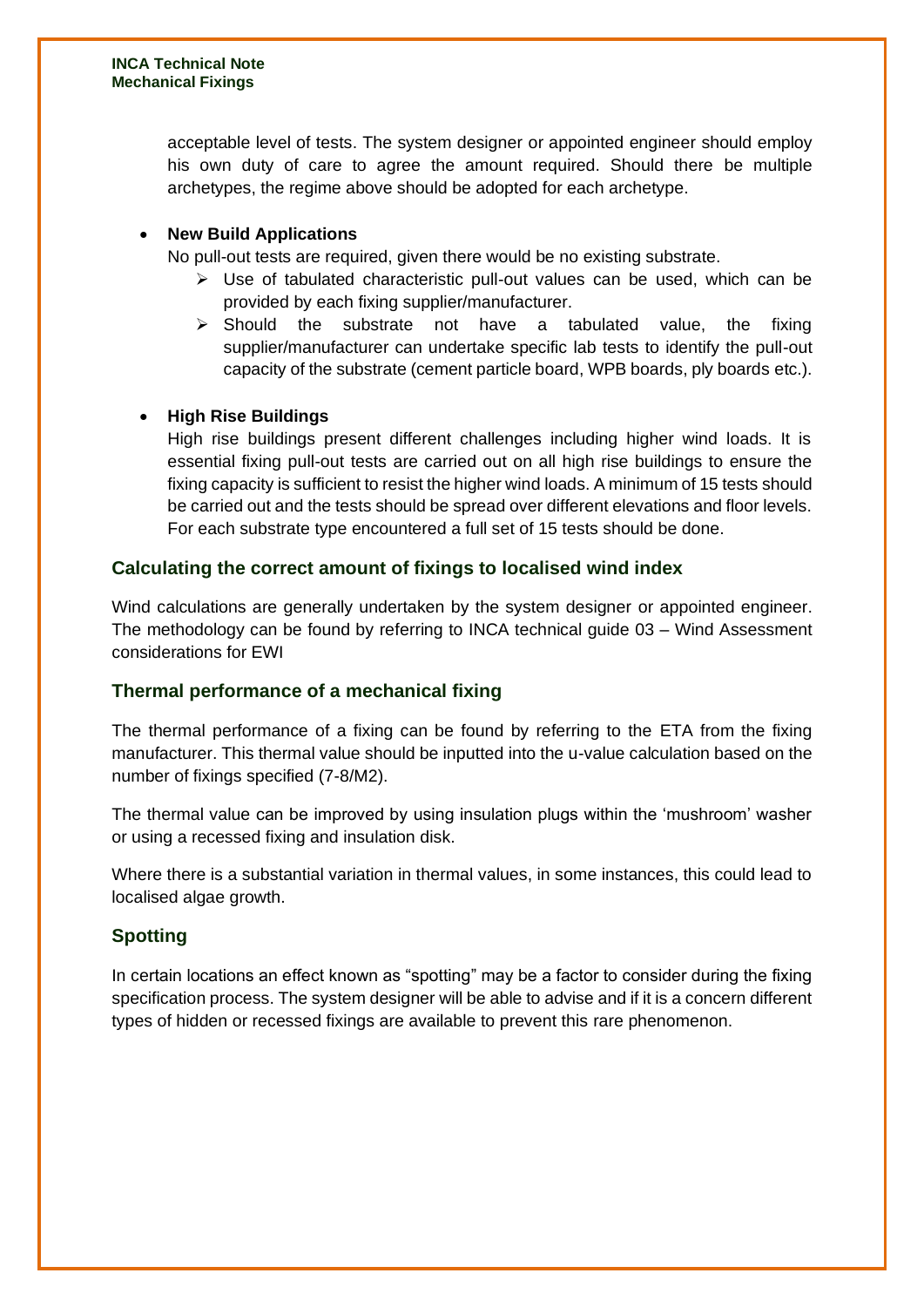acceptable level of tests. The system designer or appointed engineer should employ his own duty of care to agree the amount required. Should there be multiple archetypes, the regime above should be adopted for each archetype.

- **New Build Applications**
  
  No pull-out tests are required, given there would be no existing substrate.
  - Use of tabulated characteristic pull-out values can be used, which can be provided by each fixing supplier/manufacturer.
  - Should the substrate not have a tabulated value, the fixing supplier/manufacturer can undertake specific lab tests to identify the pull-out capacity of the substrate (cement particle board, WPB boards, ply boards etc.).

- **High Rise Buildings**
  
  High rise buildings present different challenges including higher wind loads. It is essential fixing pull-out tests are carried out on all high rise buildings to ensure the fixing capacity is sufficient to resist the higher wind loads. A minimum of 15 tests should be carried out and the tests should be spread over different elevations and floor levels. For each substrate type encountered a full set of 15 tests should be done.

## Calculating the correct amount of fixings to localised wind index

Wind calculations are generally undertaken by the system designer or appointed engineer. The methodology can be found by referring to INCA technical guide 03 – Wind Assessment considerations for EWI

## Thermal performance of a mechanical fixing

The thermal performance of a fixing can be found by referring to the ETA from the fixing manufacturer. This thermal value should be inputted into the u-value calculation based on the number of fixings specified (7-8/M2).

The thermal value can be improved by using insulation plugs within the 'mushroom' washer or using a recessed fixing and insulation disk.

Where there is a substantial variation in thermal values, in some instances, this could lead to localised algae growth.

## Spotting

In certain locations an effect known as "spotting" may be a factor to consider during the fixing specification process. The system designer will be able to advise and if it is a concern different types of hidden or recessed fixings are available to prevent this rare phenomenon.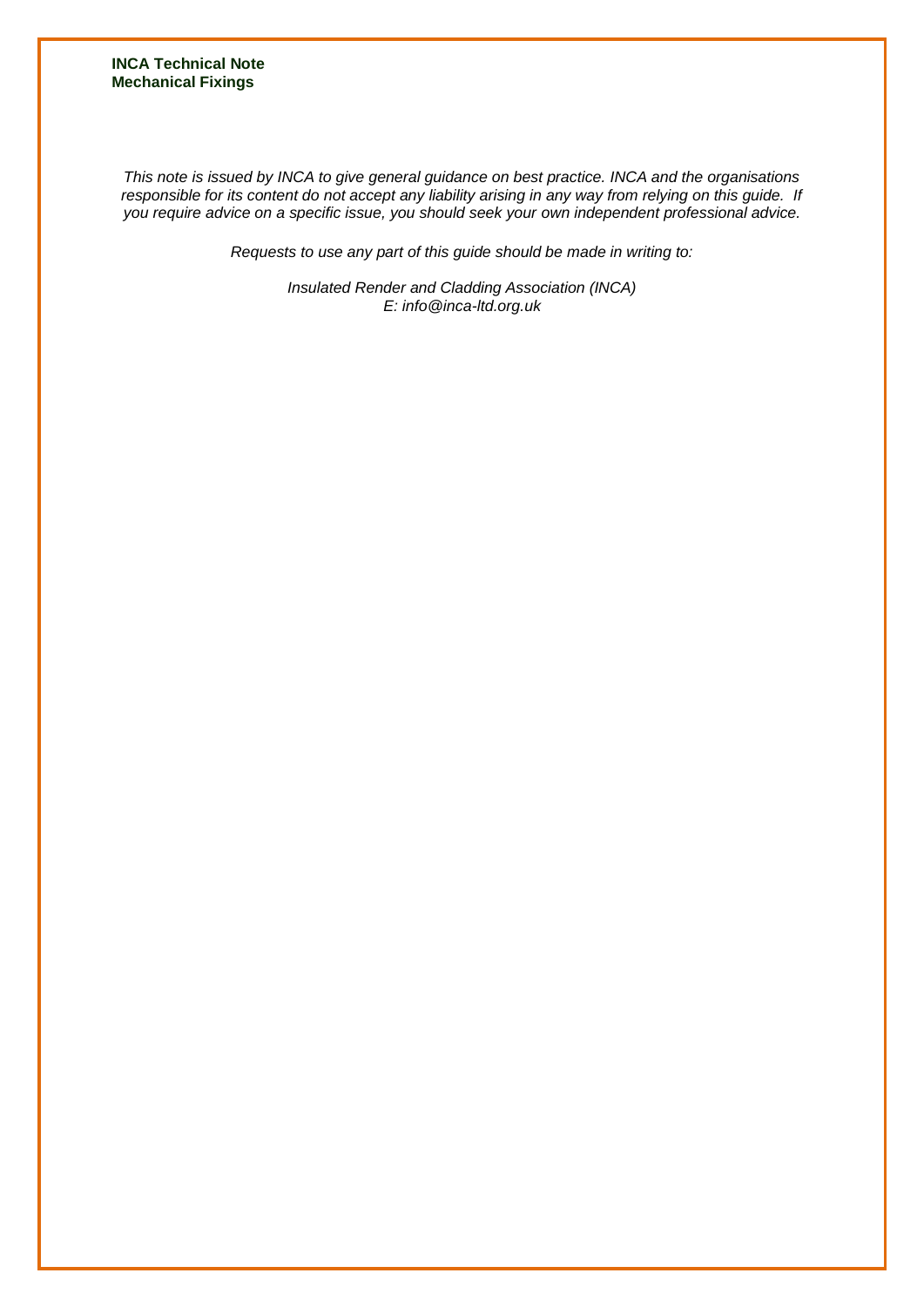*This note is issued by INCA to give general guidance on best practice. INCA and the organisations responsible for its content do not accept any liability arising in any way from relying on this guide. If you require advice on a specific issue, you should seek your own independent professional advice.*

*Requests to use any part of this guide should be made in writing to:*

*Insulated Render and Cladding Association (INCA)*
*E: info@inca-ltd.org.uk*